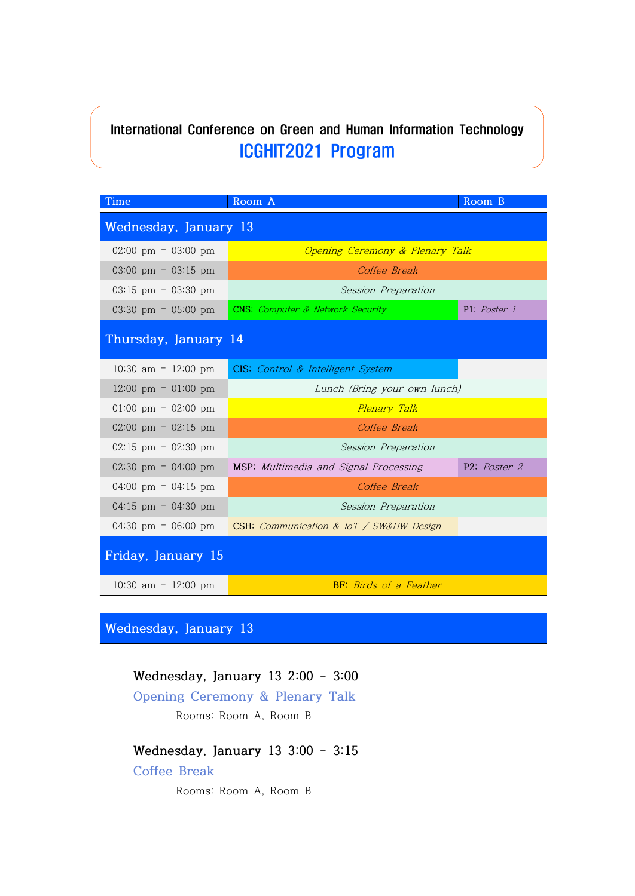International Conference on Green and Human Information Technology

# ICGHIT2021 Program

| Time | Room A | Room B |
|---|---|---|
| **Wednesday, January 13** | | |
| 02:00 pm – 03:00 pm | *Opening Ceremony & Plenary Talk* | |
| 03:00 pm – 03:15 pm | *Coffee Break* | |
| 03:15 pm – 03:30 pm | *Session Preparation* | |
| 03:30 pm – 05:00 pm | CNS: *Computer & Network Security* | P1: *Poster 1* |
| **Thursday, January 14** | | |
| 10:30 am – 12:00 pm | CIS: *Control & Intelligent System* | |
| 12:00 pm – 01:00 pm | *Lunch (Bring your own lunch)* | |
| 01:00 pm – 02:00 pm | *Plenary Talk* | |
| 02:00 pm – 02:15 pm | *Coffee Break* | |
| 02:15 pm – 02:30 pm | *Session Preparation* | |
| 02:30 pm – 04:00 pm | MSP: *Multimedia and Signal Processing* | P2: *Poster 2* |
| 04:00 pm – 04:15 pm | *Coffee Break* | |
| 04:15 pm – 04:30 pm | *Session Preparation* | |
| 04:30 pm – 06:00 pm | CSH: *Communication & IoT / SW&HW Design* | |
| **Friday, January 15** | | |
| 10:30 am – 12:00 pm | BF: *Birds of a Feather* | |

## Wednesday, January 13

**Wednesday, January 13 2:00 - 3:00**

### Opening Ceremony & Plenary Talk

Rooms: Room A, Room B

**Wednesday, January 13 3:00 - 3:15**

### Coffee Break

Rooms: Room A, Room B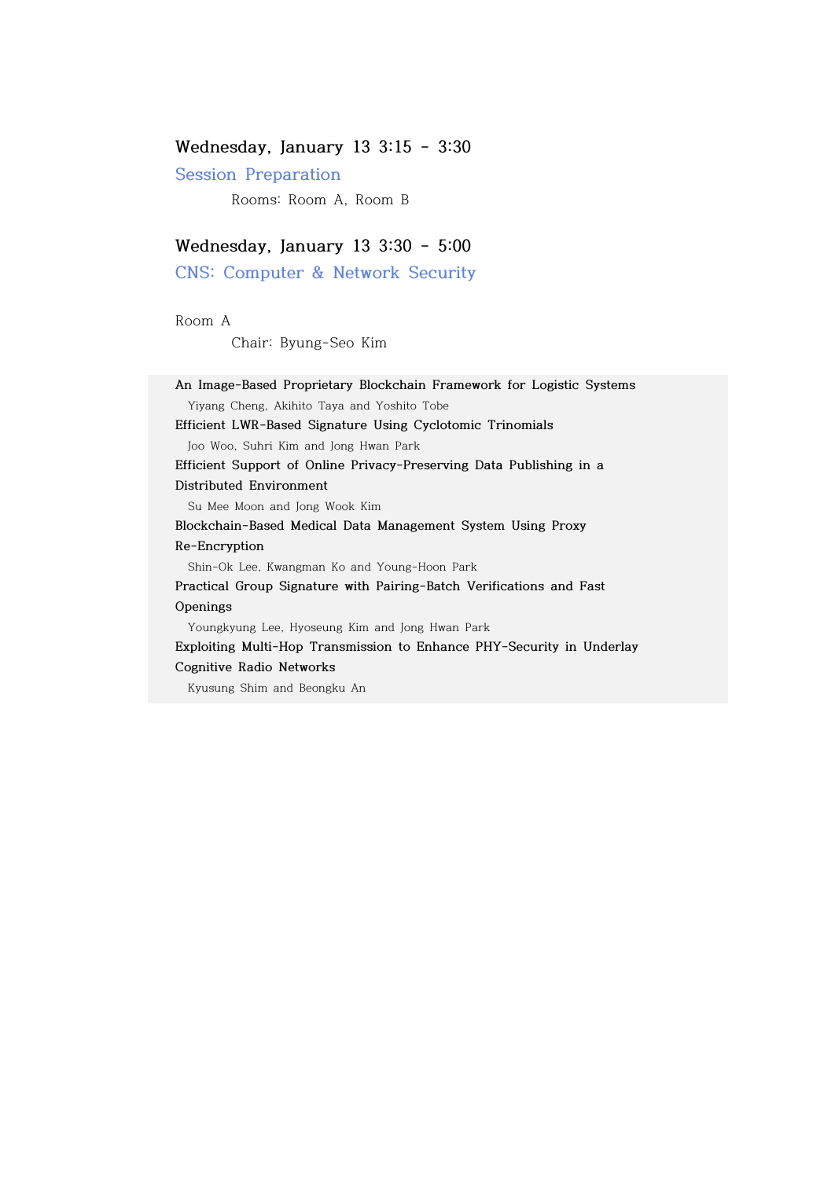### Wednesday, January 13 3:15 - 3:30

## Session Preparation

Rooms: Room A, Room B

### Wednesday, January 13 3:30 - 5:00

## CNS: Computer & Network Security

Room A

Chair: Byung-Seo Kim

**An Image-Based Proprietary Blockchain Framework for Logistic Systems**
Yiyang Cheng, Akihito Taya and Yoshito Tobe

**Efficient LWR-Based Signature Using Cyclotomic Trinomials**
Joo Woo, Suhri Kim and Jong Hwan Park

**Efficient Support of Online Privacy-Preserving Data Publishing in a Distributed Environment**
Su Mee Moon and Jong Wook Kim

**Blockchain-Based Medical Data Management System Using Proxy Re-Encryption**
Shin-Ok Lee, Kwangman Ko and Young-Hoon Park

**Practical Group Signature with Pairing-Batch Verifications and Fast Openings**
Youngkyung Lee, Hyoseung Kim and Jong Hwan Park

**Exploiting Multi-Hop Transmission to Enhance PHY-Security in Underlay Cognitive Radio Networks**
Kyusung Shim and Beongku An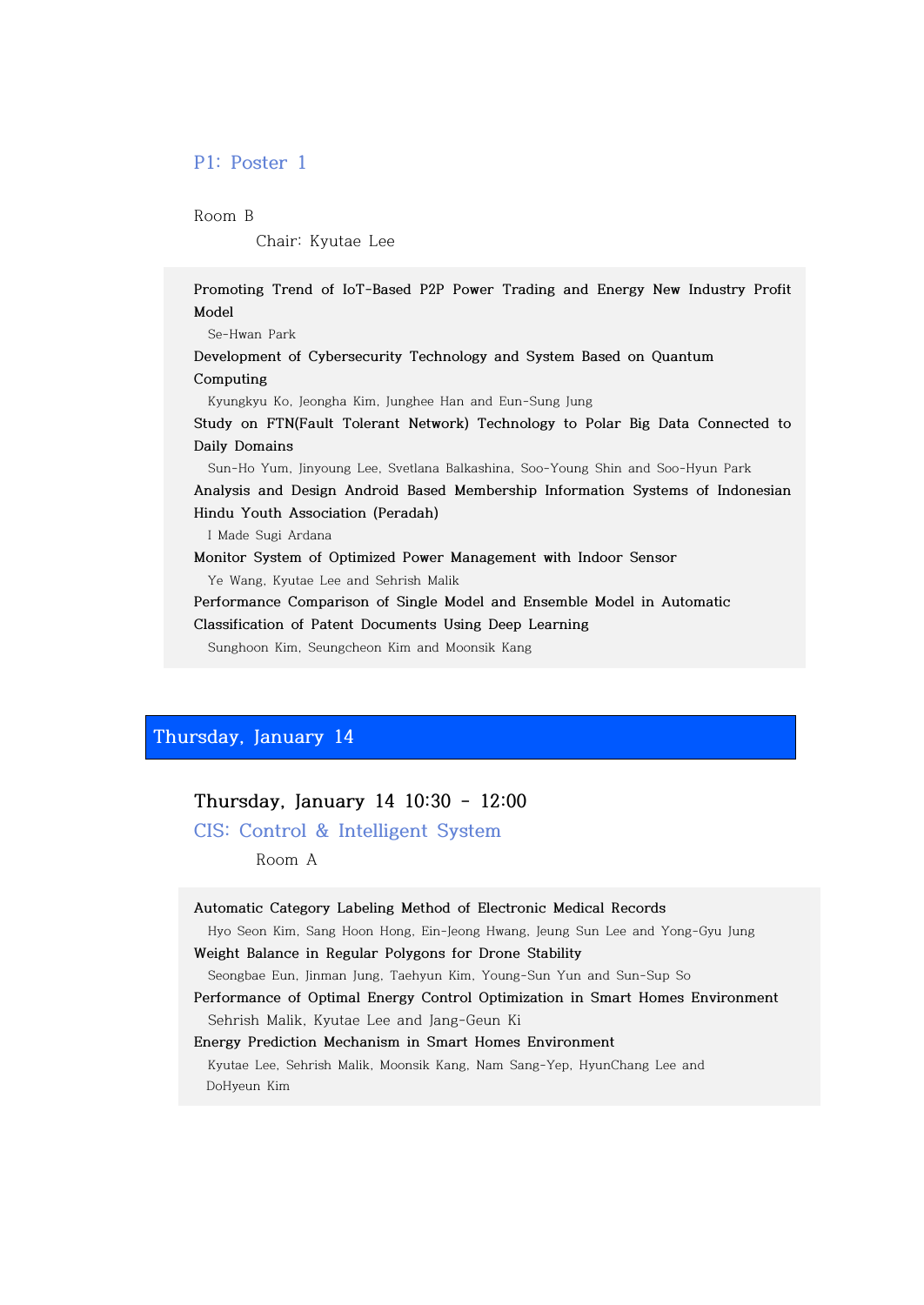## P1: Poster 1

Room B

Chair: Kyutae Lee

**Promoting Trend of IoT-Based P2P Power Trading and Energy New Industry Profit Model**
Se-Hwan Park

**Development of Cybersecurity Technology and System Based on Quantum Computing**
Kyungkyu Ko, Jeongha Kim, Junghee Han and Eun-Sung Jung

**Study on FTN(Fault Tolerant Network) Technology to Polar Big Data Connected to Daily Domains**
Sun-Ho Yum, Jinyoung Lee, Svetlana Balkashina, Soo-Young Shin and Soo-Hyun Park

**Analysis and Design Android Based Membership Information Systems of Indonesian Hindu Youth Association (Peradah)**
I Made Sugi Ardana

**Monitor System of Optimized Power Management with Indoor Sensor**
Ye Wang, Kyutae Lee and Sehrish Malik

**Performance Comparison of Single Model and Ensemble Model in Automatic Classification of Patent Documents Using Deep Learning**
Sunghoon Kim, Seungcheon Kim and Moonsik Kang

# Thursday, January 14

### Thursday, January 14 10:30 - 12:00

## CIS: Control & Intelligent System

Room A

**Automatic Category Labeling Method of Electronic Medical Records**
Hyo Seon Kim, Sang Hoon Hong, Ein-Jeong Hwang, Jeung Sun Lee and Yong-Gyu Jung

**Weight Balance in Regular Polygons for Drone Stability**
Seongbae Eun, Jinman Jung, Taehyun Kim, Young-Sun Yun and Sun-Sup So

**Performance of Optimal Energy Control Optimization in Smart Homes Environment**
Sehrish Malik, Kyutae Lee and Jang-Geun Ki

**Energy Prediction Mechanism in Smart Homes Environment**
Kyutae Lee, Sehrish Malik, Moonsik Kang, Nam Sang-Yep, HyunChang Lee and DoHyeun Kim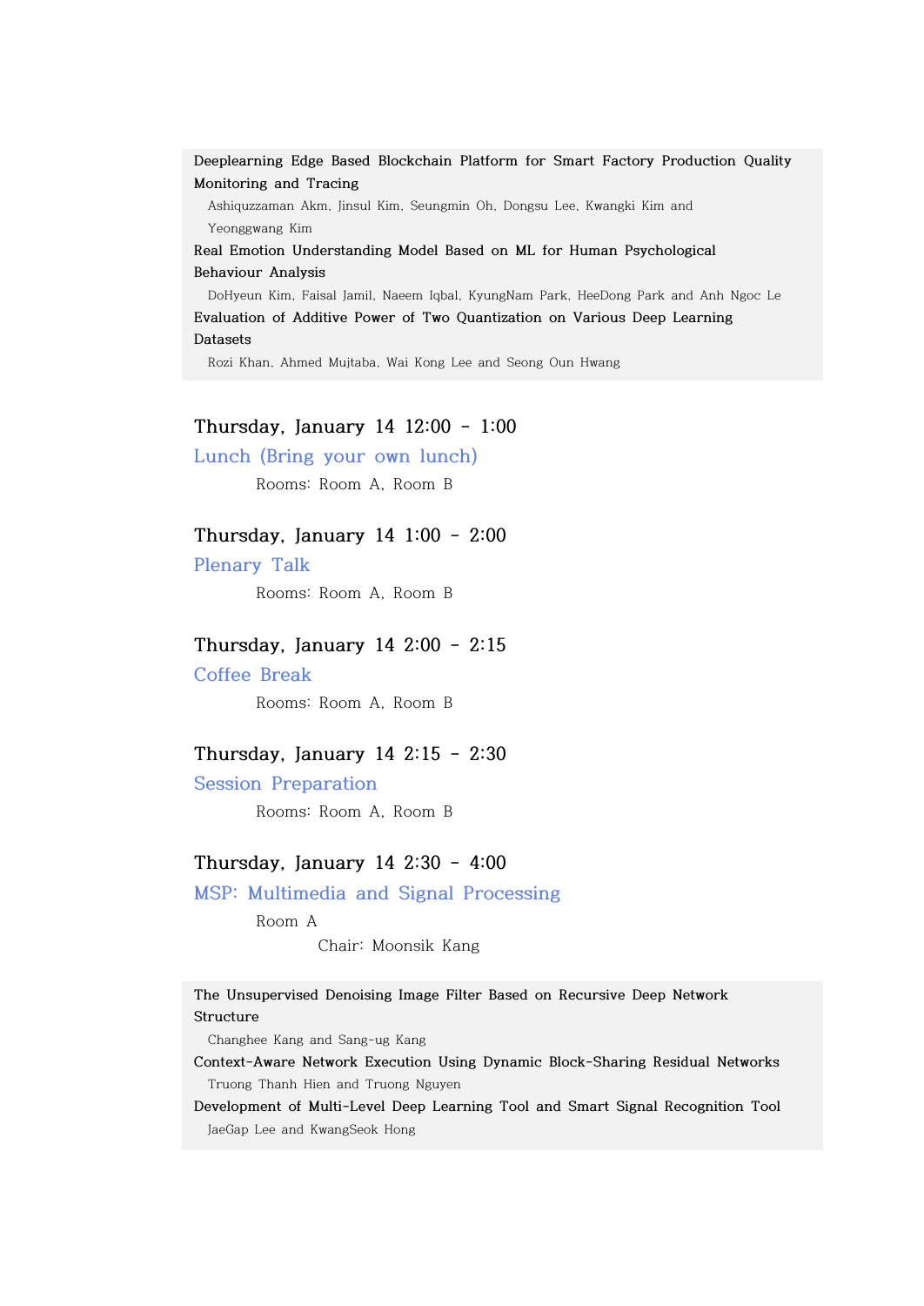**Deeplearning Edge Based Blockchain Platform for Smart Factory Production Quality Monitoring and Tracing**

Ashiquzzaman Akm, Jinsul Kim, Seungmin Oh, Dongsu Lee, Kwangki Kim and Yeonggwang Kim

**Real Emotion Understanding Model Based on ML for Human Psychological Behaviour Analysis**

DoHyeun Kim, Faisal Jamil, Naeem Iqbal, KyungNam Park, HeeDong Park and Anh Ngoc Le

**Evaluation of Additive Power of Two Quantization on Various Deep Learning Datasets**

Rozi Khan, Ahmed Mujtaba, Wai Kong Lee and Seong Oun Hwang

## Thursday, January 14 12:00 - 1:00

### Lunch (Bring your own lunch)

Rooms: Room A, Room B

## Thursday, January 14 1:00 - 2:00

### Plenary Talk

Rooms: Room A, Room B

## Thursday, January 14 2:00 - 2:15

### Coffee Break

Rooms: Room A, Room B

## Thursday, January 14 2:15 - 2:30

### Session Preparation

Rooms: Room A, Room B

## Thursday, January 14 2:30 - 4:00

### MSP: Multimedia and Signal Processing

Room A

Chair: Moonsik Kang

**The Unsupervised Denoising Image Filter Based on Recursive Deep Network Structure**

Changhee Kang and Sang-ug Kang

**Context-Aware Network Execution Using Dynamic Block-Sharing Residual Networks**

Truong Thanh Hien and Truong Nguyen

**Development of Multi-Level Deep Learning Tool and Smart Signal Recognition Tool**

JaeGap Lee and KwangSeok Hong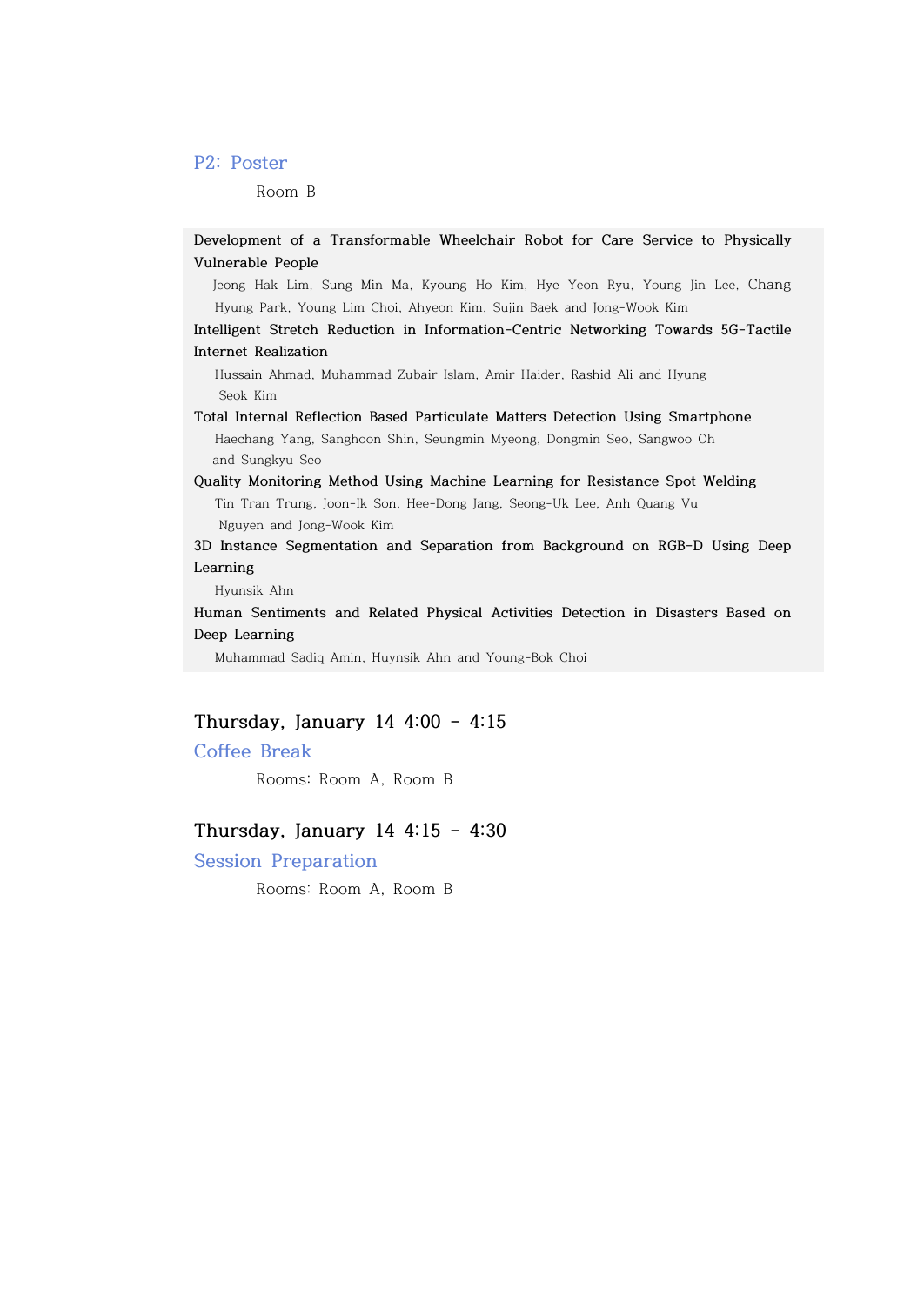## P2: Poster

Room B

**Development of a Transformable Wheelchair Robot for Care Service to Physically Vulnerable People**

Jeong Hak Lim, Sung Min Ma, Kyoung Ho Kim, Hye Yeon Ryu, Young Jin Lee, Chang Hyung Park, Young Lim Choi, Ahyeon Kim, Sujin Baek and Jong-Wook Kim

**Intelligent Stretch Reduction in Information-Centric Networking Towards 5G-Tactile Internet Realization**

Hussain Ahmad, Muhammad Zubair Islam, Amir Haider, Rashid Ali and Hyung Seok Kim

**Total Internal Reflection Based Particulate Matters Detection Using Smartphone**

Haechang Yang, Sanghoon Shin, Seungmin Myeong, Dongmin Seo, Sangwoo Oh and Sungkyu Seo

**Quality Monitoring Method Using Machine Learning for Resistance Spot Welding**

Tin Tran Trung, Joon-Ik Son, Hee-Dong Jang, Seong-Uk Lee, Anh Quang Vu Nguyen and Jong-Wook Kim

**3D Instance Segmentation and Separation from Background on RGB-D Using Deep Learning**

Hyunsik Ahn

**Human Sentiments and Related Physical Activities Detection in Disasters Based on Deep Learning**

Muhammad Sadiq Amin, Huynsik Ahn and Young-Bok Choi

### Thursday, January 14 4:00 - 4:15

## Coffee Break

Rooms: Room A, Room B

### Thursday, January 14 4:15 - 4:30

## Session Preparation

Rooms: Room A, Room B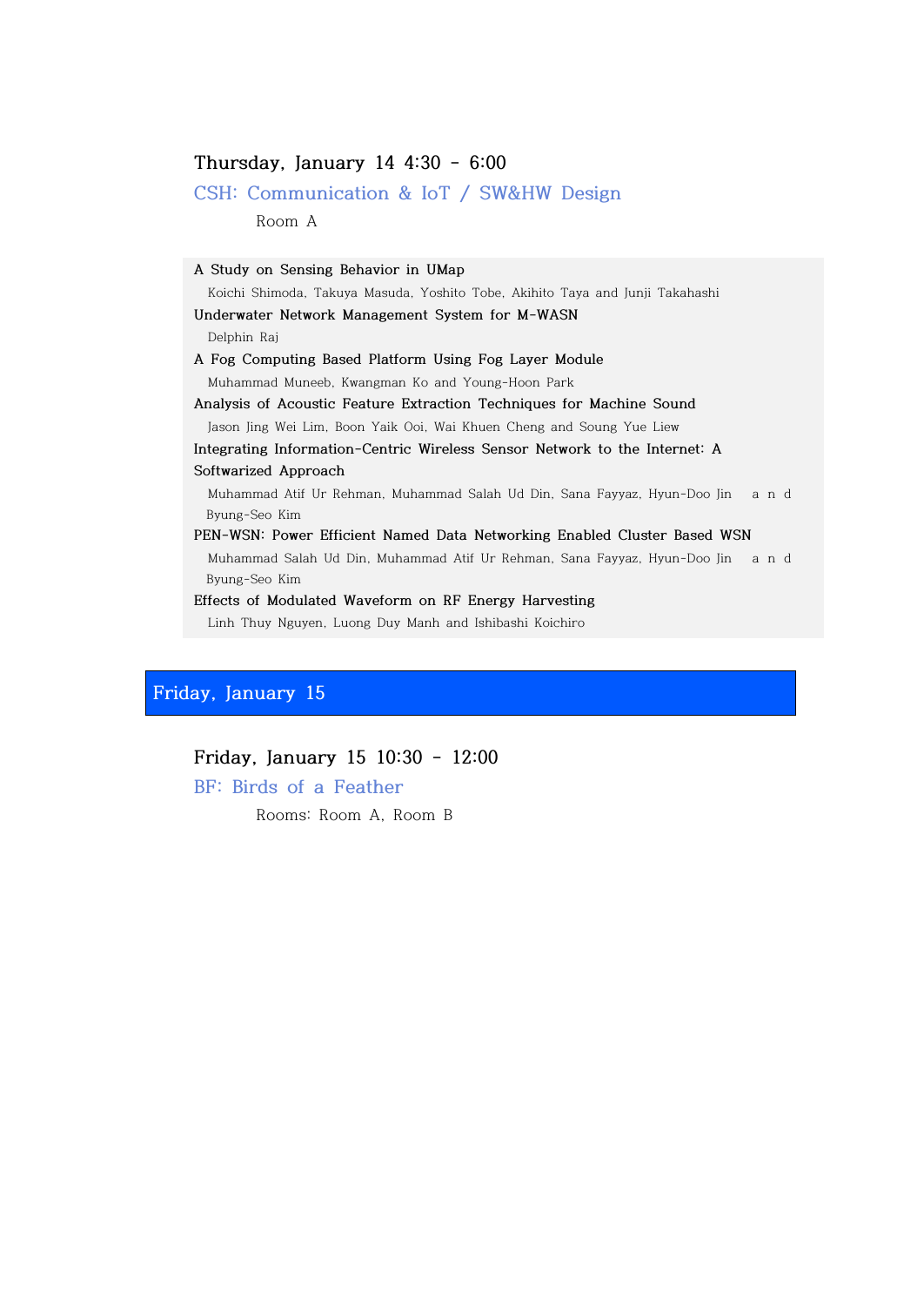### Thursday, January 14 4:30 - 6:00

### CSH: Communication & IoT / SW&HW Design

Room A

**A Study on Sensing Behavior in UMap**
Koichi Shimoda, Takuya Masuda, Yoshito Tobe, Akihito Taya and Junji Takahashi

**Underwater Network Management System for M-WASN**
Delphin Raj

**A Fog Computing Based Platform Using Fog Layer Module**
Muhammad Muneeb, Kwangman Ko and Young-Hoon Park

**Analysis of Acoustic Feature Extraction Techniques for Machine Sound**
Jason Jing Wei Lim, Boon Yaik Ooi, Wai Khuen Cheng and Soung Yue Liew

**Integrating Information-Centric Wireless Sensor Network to the Internet: A Softwarized Approach**
Muhammad Atif Ur Rehman, Muhammad Salah Ud Din, Sana Fayyaz, Hyun-Doo Jin and Byung-Seo Kim

**PEN-WSN: Power Efficient Named Data Networking Enabled Cluster Based WSN**
Muhammad Salah Ud Din, Muhammad Atif Ur Rehman, Sana Fayyaz, Hyun-Doo Jin and Byung-Seo Kim

**Effects of Modulated Waveform on RF Energy Harvesting**
Linh Thuy Nguyen, Luong Duy Manh and Ishibashi Koichiro

## Friday, January 15

### Friday, January 15 10:30 - 12:00

### BF: Birds of a Feather

Rooms: Room A, Room B